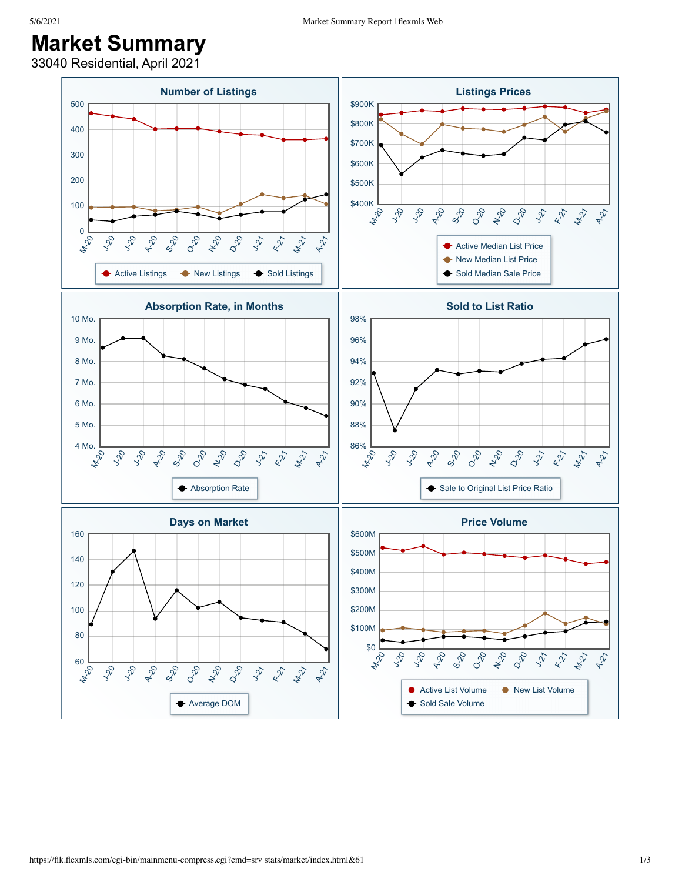# Market Summary

33040 Residential, April 2021

## Number of Listings

Y-axis: 0, 100, 200, 300, 400, 500

X-axis: M-20, J-20, J-20, A-20, S-20, O-20, N-20, D-20, J-21, F-21, M-21, A-21

Legend: Active Listings, New Listings, Sold Listings

## Listings Prices

Y-axis: $400K, $500K, $600K, $700K, $800K, $900K

X-axis: M-20, J-20, J-20, A-20, S-20, O-20, N-20, D-20, J-21, F-21, M-21, A-21

Legend: Active Median List Price, New Median List Price, Sold Median Sale Price

## Absorption Rate, in Months

Y-axis: 4 Mo., 5 Mo., 6 Mo., 7 Mo., 8 Mo., 9 Mo., 10 Mo.

X-axis: M-20, J-20, J-20, A-20, S-20, O-20, N-20, D-20, J-21, F-21, M-21, A-21

Legend: Absorption Rate

## Sold to List Ratio

Y-axis: 86%, 88%, 90%, 92%, 94%, 96%, 98%

X-axis: M-20, J-20, J-20, A-20, S-20, O-20, N-20, D-20, J-21, F-21, M-21, A-21

Legend: Sale to Original List Price Ratio

## Days on Market

Y-axis: 60, 80, 100, 120, 140, 160

X-axis: M-20, J-20, J-20, A-20, S-20, O-20, N-20, D-20, J-21, F-21, M-21, A-21

Legend: Average DOM

## Price Volume

Y-axis: $0, $100M, $200M, $300M, $400M, $500M, $600M

X-axis: M-20, J-20, J-20, A-20, S-20, O-20, N-20, D-20, J-21, F-21, M-21, A-21

Legend: Active List Volume, New List Volume, Sold Sale Volume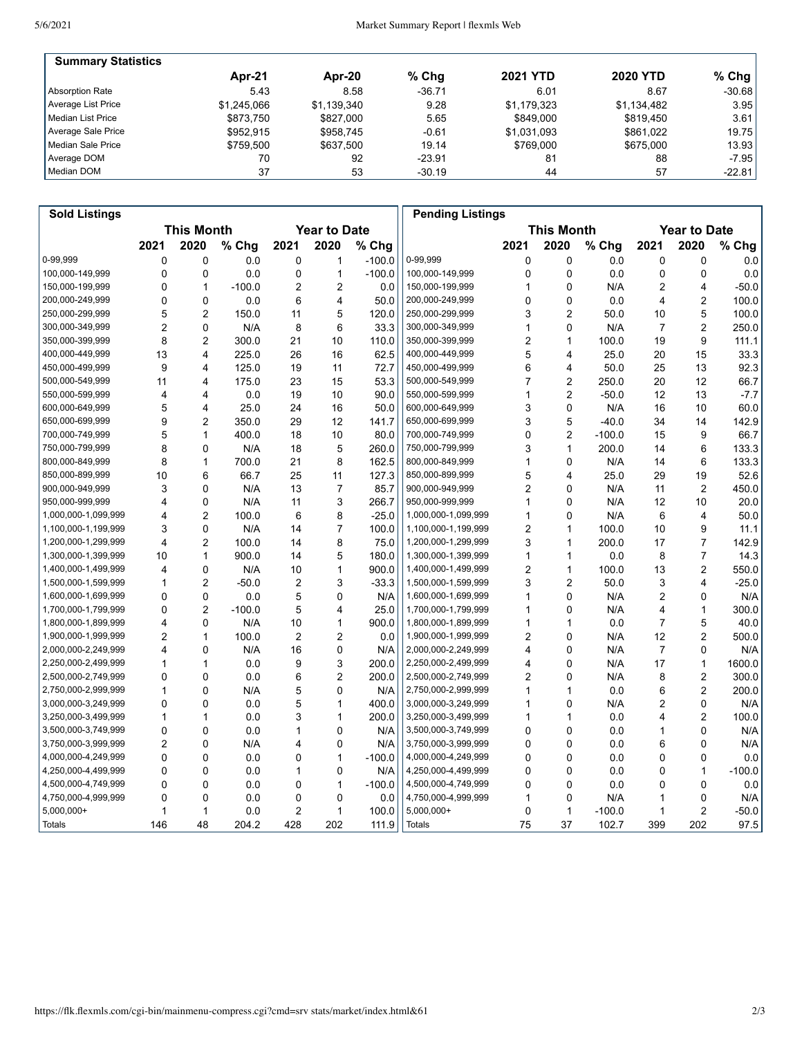| Summary Statistics | Apr-21 | Apr-20 | % Chg | 2021 YTD | 2020 YTD | % Chg |
|---|---|---|---|---|---|---|
| Absorption Rate | 5.43 | 8.58 | -36.71 | 6.01 | 8.67 | -30.68 |
| Average List Price | $1,245,066 | $1,139,340 | 9.28 | $1,179,323 | $1,134,482 | 3.95 |
| Median List Price | $873,750 | $827,000 | 5.65 | $849,000 | $819,450 | 3.61 |
| Average Sale Price | $952,915 | $958,745 | -0.61 | $1,031,093 | $861,022 | 19.75 |
| Median Sale Price | $759,500 | $637,500 | 19.14 | $769,000 | $675,000 | 13.93 |
| Average DOM | 70 | 92 | -23.91 | 81 | 88 | -7.95 |
| Median DOM | 37 | 53 | -30.19 | 44 | 57 | -22.81 |

| Sold Listings | This Month | | | Year to Date | | |
|---|---|---|---|---|---|---|
| | 2021 | 2020 | % Chg | 2021 | 2020 | % Chg |
| 0-99,999 | 0 | 0 | 0.0 | 0 | 1 | -100.0 |
| 100,000-149,999 | 0 | 0 | 0.0 | 0 | 1 | -100.0 |
| 150,000-199,999 | 0 | 1 | -100.0 | 2 | 2 | 0.0 |
| 200,000-249,999 | 0 | 0 | 0.0 | 6 | 4 | 50.0 |
| 250,000-299,999 | 5 | 2 | 150.0 | 11 | 5 | 120.0 |
| 300,000-349,999 | 2 | 0 | N/A | 8 | 6 | 33.3 |
| 350,000-399,999 | 8 | 2 | 300.0 | 21 | 10 | 110.0 |
| 400,000-449,999 | 13 | 4 | 225.0 | 26 | 16 | 62.5 |
| 450,000-499,999 | 9 | 4 | 125.0 | 19 | 11 | 72.7 |
| 500,000-549,999 | 11 | 4 | 175.0 | 23 | 15 | 53.3 |
| 550,000-599,999 | 4 | 4 | 0.0 | 19 | 10 | 90.0 |
| 600,000-649,999 | 5 | 4 | 25.0 | 24 | 16 | 50.0 |
| 650,000-699,999 | 9 | 2 | 350.0 | 29 | 12 | 141.7 |
| 700,000-749,999 | 5 | 1 | 400.0 | 18 | 10 | 80.0 |
| 750,000-799,999 | 8 | 0 | N/A | 18 | 5 | 260.0 |
| 800,000-849,999 | 8 | 1 | 700.0 | 21 | 8 | 162.5 |
| 850,000-899,999 | 10 | 6 | 66.7 | 25 | 11 | 127.3 |
| 900,000-949,999 | 3 | 0 | N/A | 13 | 7 | 85.7 |
| 950,000-999,999 | 4 | 0 | N/A | 11 | 3 | 266.7 |
| 1,000,000-1,099,999 | 4 | 2 | 100.0 | 6 | 8 | -25.0 |
| 1,100,000-1,199,999 | 3 | 0 | N/A | 14 | 7 | 100.0 |
| 1,200,000-1,299,999 | 4 | 2 | 100.0 | 14 | 8 | 75.0 |
| 1,300,000-1,399,999 | 10 | 1 | 900.0 | 14 | 5 | 180.0 |
| 1,400,000-1,499,999 | 4 | 0 | N/A | 10 | 1 | 900.0 |
| 1,500,000-1,599,999 | 1 | 2 | -50.0 | 2 | 3 | -33.3 |
| 1,600,000-1,699,999 | 0 | 0 | 0.0 | 5 | 0 | N/A |
| 1,700,000-1,799,999 | 0 | 2 | -100.0 | 5 | 4 | 25.0 |
| 1,800,000-1,899,999 | 4 | 0 | N/A | 10 | 1 | 900.0 |
| 1,900,000-1,999,999 | 2 | 1 | 100.0 | 2 | 2 | 0.0 |
| 2,000,000-2,249,999 | 4 | 0 | N/A | 16 | 0 | N/A |
| 2,250,000-2,499,999 | 1 | 1 | 0.0 | 9 | 3 | 200.0 |
| 2,500,000-2,749,999 | 0 | 0 | 0.0 | 6 | 2 | 200.0 |
| 2,750,000-2,999,999 | 1 | 0 | N/A | 5 | 0 | N/A |
| 3,000,000-3,249,999 | 0 | 0 | 0.0 | 5 | 1 | 400.0 |
| 3,250,000-3,499,999 | 1 | 1 | 0.0 | 3 | 1 | 200.0 |
| 3,500,000-3,749,999 | 0 | 0 | 0.0 | 1 | 0 | N/A |
| 3,750,000-3,999,999 | 2 | 0 | N/A | 4 | 0 | N/A |
| 4,000,000-4,249,999 | 0 | 0 | 0.0 | 0 | 1 | -100.0 |
| 4,250,000-4,499,999 | 0 | 0 | 0.0 | 1 | 0 | N/A |
| 4,500,000-4,749,999 | 0 | 0 | 0.0 | 0 | 1 | -100.0 |
| 4,750,000-4,999,999 | 0 | 0 | 0.0 | 0 | 0 | 0.0 |
| 5,000,000+ | 1 | 1 | 0.0 | 2 | 1 | 100.0 |
| Totals | 146 | 48 | 204.2 | 428 | 202 | 111.9 |

| Pending Listings | This Month | | | Year to Date | | |
|---|---|---|---|---|---|---|
| | 2021 | 2020 | % Chg | 2021 | 2020 | % Chg |
| 0-99,999 | 0 | 0 | 0.0 | 0 | 0 | 0.0 |
| 100,000-149,999 | 0 | 0 | 0.0 | 0 | 0 | 0.0 |
| 150,000-199,999 | 1 | 0 | N/A | 2 | 4 | -50.0 |
| 200,000-249,999 | 0 | 0 | 0.0 | 4 | 2 | 100.0 |
| 250,000-299,999 | 3 | 2 | 50.0 | 10 | 5 | 100.0 |
| 300,000-349,999 | 1 | 0 | N/A | 7 | 2 | 250.0 |
| 350,000-399,999 | 2 | 1 | 100.0 | 19 | 9 | 111.1 |
| 400,000-449,999 | 5 | 4 | 25.0 | 20 | 15 | 33.3 |
| 450,000-499,999 | 6 | 4 | 50.0 | 25 | 13 | 92.3 |
| 500,000-549,999 | 7 | 2 | 250.0 | 20 | 12 | 66.7 |
| 550,000-599,999 | 1 | 2 | -50.0 | 12 | 13 | -7.7 |
| 600,000-649,999 | 3 | 0 | N/A | 16 | 10 | 60.0 |
| 650,000-699,999 | 3 | 5 | -40.0 | 34 | 14 | 142.9 |
| 700,000-749,999 | 0 | 2 | -100.0 | 15 | 9 | 66.7 |
| 750,000-799,999 | 3 | 1 | 200.0 | 14 | 6 | 133.3 |
| 800,000-849,999 | 1 | 0 | N/A | 14 | 6 | 133.3 |
| 850,000-899,999 | 5 | 4 | 25.0 | 29 | 19 | 52.6 |
| 900,000-949,999 | 2 | 0 | N/A | 11 | 2 | 450.0 |
| 950,000-999,999 | 1 | 0 | N/A | 12 | 10 | 20.0 |
| 1,000,000-1,099,999 | 1 | 0 | N/A | 6 | 4 | 50.0 |
| 1,100,000-1,199,999 | 2 | 1 | 100.0 | 10 | 9 | 11.1 |
| 1,200,000-1,299,999 | 3 | 1 | 200.0 | 17 | 7 | 142.9 |
| 1,300,000-1,399,999 | 1 | 1 | 0.0 | 8 | 7 | 14.3 |
| 1,400,000-1,499,999 | 2 | 1 | 100.0 | 13 | 2 | 550.0 |
| 1,500,000-1,599,999 | 3 | 2 | 50.0 | 3 | 4 | -25.0 |
| 1,600,000-1,699,999 | 1 | 0 | N/A | 2 | 0 | N/A |
| 1,700,000-1,799,999 | 1 | 0 | N/A | 4 | 1 | 300.0 |
| 1,800,000-1,899,999 | 1 | 1 | 0.0 | 7 | 5 | 40.0 |
| 1,900,000-1,999,999 | 2 | 0 | N/A | 12 | 2 | 500.0 |
| 2,000,000-2,249,999 | 4 | 0 | N/A | 7 | 0 | N/A |
| 2,250,000-2,499,999 | 4 | 0 | N/A | 17 | 1 | 1600.0 |
| 2,500,000-2,749,999 | 2 | 0 | N/A | 8 | 2 | 300.0 |
| 2,750,000-2,999,999 | 1 | 1 | 0.0 | 6 | 2 | 200.0 |
| 3,000,000-3,249,999 | 1 | 0 | N/A | 2 | 0 | N/A |
| 3,250,000-3,499,999 | 1 | 1 | 0.0 | 4 | 2 | 100.0 |
| 3,500,000-3,749,999 | 0 | 0 | 0.0 | 1 | 0 | N/A |
| 3,750,000-3,999,999 | 0 | 0 | 0.0 | 6 | 0 | N/A |
| 4,000,000-4,249,999 | 0 | 0 | 0.0 | 0 | 0 | 0.0 |
| 4,250,000-4,499,999 | 0 | 0 | 0.0 | 0 | 1 | -100.0 |
| 4,500,000-4,749,999 | 0 | 0 | 0.0 | 0 | 0 | 0.0 |
| 4,750,000-4,999,999 | 1 | 0 | N/A | 1 | 0 | N/A |
| 5,000,000+ | 0 | 1 | -100.0 | 1 | 2 | -50.0 |
| Totals | 75 | 37 | 102.7 | 399 | 202 | 97.5 |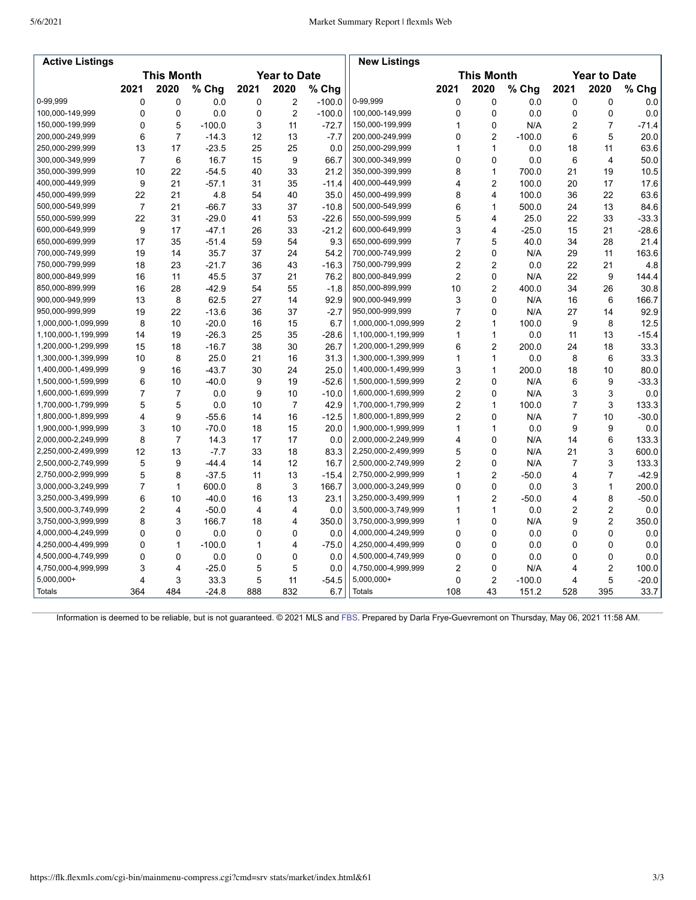## Active Listings

| | This Month | | | Year to Date | | |
|---|---|---|---|---|---|---|
| | 2021 | 2020 | % Chg | 2021 | 2020 | % Chg |
| 0-99,999 | 0 | 0 | 0.0 | 0 | 2 | -100.0 |
| 100,000-149,999 | 0 | 0 | 0.0 | 0 | 2 | -100.0 |
| 150,000-199,999 | 0 | 5 | -100.0 | 3 | 11 | -72.7 |
| 200,000-249,999 | 6 | 7 | -14.3 | 12 | 13 | -7.7 |
| 250,000-299,999 | 13 | 17 | -23.5 | 25 | 25 | 0.0 |
| 300,000-349,999 | 7 | 6 | 16.7 | 15 | 9 | 66.7 |
| 350,000-399,999 | 10 | 22 | -54.5 | 40 | 33 | 21.2 |
| 400,000-449,999 | 9 | 21 | -57.1 | 31 | 35 | -11.4 |
| 450,000-499,999 | 22 | 21 | 4.8 | 54 | 40 | 35.0 |
| 500,000-549,999 | 7 | 21 | -66.7 | 33 | 37 | -10.8 |
| 550,000-599,999 | 22 | 31 | -29.0 | 41 | 53 | -22.6 |
| 600,000-649,999 | 9 | 17 | -47.1 | 26 | 33 | -21.2 |
| 650,000-699,999 | 17 | 35 | -51.4 | 59 | 54 | 9.3 |
| 700,000-749,999 | 19 | 14 | 35.7 | 37 | 24 | 54.2 |
| 750,000-799,999 | 18 | 23 | -21.7 | 36 | 43 | -16.3 |
| 800,000-849,999 | 16 | 11 | 45.5 | 37 | 21 | 76.2 |
| 850,000-899,999 | 16 | 28 | -42.9 | 54 | 55 | -1.8 |
| 900,000-949,999 | 13 | 8 | 62.5 | 27 | 14 | 92.9 |
| 950,000-999,999 | 19 | 22 | -13.6 | 36 | 37 | -2.7 |
| 1,000,000-1,099,999 | 8 | 10 | -20.0 | 16 | 15 | 6.7 |
| 1,100,000-1,199,999 | 14 | 19 | -26.3 | 25 | 35 | -28.6 |
| 1,200,000-1,299,999 | 15 | 18 | -16.7 | 38 | 30 | 26.7 |
| 1,300,000-1,399,999 | 10 | 8 | 25.0 | 21 | 16 | 31.3 |
| 1,400,000-1,499,999 | 9 | 16 | -43.7 | 30 | 24 | 25.0 |
| 1,500,000-1,599,999 | 6 | 10 | -40.0 | 9 | 19 | -52.6 |
| 1,600,000-1,699,999 | 7 | 7 | 0.0 | 9 | 10 | -10.0 |
| 1,700,000-1,799,999 | 5 | 5 | 0.0 | 10 | 7 | 42.9 |
| 1,800,000-1,899,999 | 4 | 9 | -55.6 | 14 | 16 | -12.5 |
| 1,900,000-1,999,999 | 3 | 10 | -70.0 | 18 | 15 | 20.0 |
| 2,000,000-2,249,999 | 8 | 7 | 14.3 | 17 | 17 | 0.0 |
| 2,250,000-2,499,999 | 12 | 13 | -7.7 | 33 | 18 | 83.3 |
| 2,500,000-2,749,999 | 5 | 9 | -44.4 | 14 | 12 | 16.7 |
| 2,750,000-2,999,999 | 5 | 8 | -37.5 | 11 | 13 | -15.4 |
| 3,000,000-3,249,999 | 7 | 1 | 600.0 | 8 | 3 | 166.7 |
| 3,250,000-3,499,999 | 6 | 10 | -40.0 | 16 | 13 | 23.1 |
| 3,500,000-3,749,999 | 2 | 4 | -50.0 | 4 | 4 | 0.0 |
| 3,750,000-3,999,999 | 8 | 3 | 166.7 | 18 | 4 | 350.0 |
| 4,000,000-4,249,999 | 0 | 0 | 0.0 | 0 | 0 | 0.0 |
| 4,250,000-4,499,999 | 0 | 1 | -100.0 | 1 | 4 | -75.0 |
| 4,500,000-4,749,999 | 0 | 0 | 0.0 | 0 | 0 | 0.0 |
| 4,750,000-4,999,999 | 3 | 4 | -25.0 | 5 | 5 | 0.0 |
| 5,000,000+ | 4 | 3 | 33.3 | 5 | 11 | -54.5 |
| Totals | 364 | 484 | -24.8 | 888 | 832 | 6.7 |

## New Listings

| | This Month | | | Year to Date | | |
|---|---|---|---|---|---|---|
| | 2021 | 2020 | % Chg | 2021 | 2020 | % Chg |
| 0-99,999 | 0 | 0 | 0.0 | 0 | 0 | 0.0 |
| 100,000-149,999 | 0 | 0 | 0.0 | 0 | 0 | 0.0 |
| 150,000-199,999 | 1 | 0 | N/A | 2 | 7 | -71.4 |
| 200,000-249,999 | 0 | 2 | -100.0 | 6 | 5 | 20.0 |
| 250,000-299,999 | 1 | 1 | 0.0 | 18 | 11 | 63.6 |
| 300,000-349,999 | 0 | 0 | 0.0 | 6 | 4 | 50.0 |
| 350,000-399,999 | 8 | 1 | 700.0 | 21 | 19 | 10.5 |
| 400,000-449,999 | 4 | 2 | 100.0 | 20 | 17 | 17.6 |
| 450,000-499,999 | 8 | 4 | 100.0 | 36 | 22 | 63.6 |
| 500,000-549,999 | 6 | 1 | 500.0 | 24 | 13 | 84.6 |
| 550,000-599,999 | 5 | 4 | 25.0 | 22 | 33 | -33.3 |
| 600,000-649,999 | 3 | 4 | -25.0 | 15 | 21 | -28.6 |
| 650,000-699,999 | 7 | 5 | 40.0 | 34 | 28 | 21.4 |
| 700,000-749,999 | 2 | 0 | N/A | 29 | 11 | 163.6 |
| 750,000-799,999 | 2 | 2 | 0.0 | 22 | 21 | 4.8 |
| 800,000-849,999 | 2 | 0 | N/A | 22 | 9 | 144.4 |
| 850,000-899,999 | 10 | 2 | 400.0 | 34 | 26 | 30.8 |
| 900,000-949,999 | 3 | 0 | N/A | 16 | 6 | 166.7 |
| 950,000-999,999 | 7 | 0 | N/A | 27 | 14 | 92.9 |
| 1,000,000-1,099,999 | 2 | 1 | 100.0 | 9 | 8 | 12.5 |
| 1,100,000-1,199,999 | 1 | 1 | 0.0 | 11 | 13 | -15.4 |
| 1,200,000-1,299,999 | 6 | 2 | 200.0 | 24 | 18 | 33.3 |
| 1,300,000-1,399,999 | 1 | 1 | 0.0 | 8 | 6 | 33.3 |
| 1,400,000-1,499,999 | 3 | 1 | 200.0 | 18 | 10 | 80.0 |
| 1,500,000-1,599,999 | 2 | 0 | N/A | 6 | 9 | -33.3 |
| 1,600,000-1,699,999 | 2 | 0 | N/A | 3 | 3 | 0.0 |
| 1,700,000-1,799,999 | 2 | 1 | 100.0 | 7 | 3 | 133.3 |
| 1,800,000-1,899,999 | 2 | 0 | N/A | 7 | 10 | -30.0 |
| 1,900,000-1,999,999 | 1 | 1 | 0.0 | 9 | 9 | 0.0 |
| 2,000,000-2,249,999 | 4 | 0 | N/A | 14 | 6 | 133.3 |
| 2,250,000-2,499,999 | 5 | 0 | N/A | 21 | 3 | 600.0 |
| 2,500,000-2,749,999 | 2 | 0 | N/A | 7 | 3 | 133.3 |
| 2,750,000-2,999,999 | 1 | 2 | -50.0 | 4 | 7 | -42.9 |
| 3,000,000-3,249,999 | 0 | 0 | 0.0 | 3 | 1 | 200.0 |
| 3,250,000-3,499,999 | 1 | 2 | -50.0 | 4 | 8 | -50.0 |
| 3,500,000-3,749,999 | 1 | 1 | 0.0 | 2 | 2 | 0.0 |
| 3,750,000-3,999,999 | 1 | 0 | N/A | 9 | 2 | 350.0 |
| 4,000,000-4,249,999 | 0 | 0 | 0.0 | 0 | 0 | 0.0 |
| 4,250,000-4,499,999 | 0 | 0 | 0.0 | 0 | 0 | 0.0 |
| 4,500,000-4,749,999 | 0 | 0 | 0.0 | 0 | 0 | 0.0 |
| 4,750,000-4,999,999 | 2 | 0 | N/A | 4 | 2 | 100.0 |
| 5,000,000+ | 0 | 2 | -100.0 | 4 | 5 | -20.0 |
| Totals | 108 | 43 | 151.2 | 528 | 395 | 33.7 |

Information is deemed to be reliable, but is not guaranteed. © 2021 MLS and FBS. Prepared by Darla Frye-Guevremont on Thursday, May 06, 2021 11:58 AM.